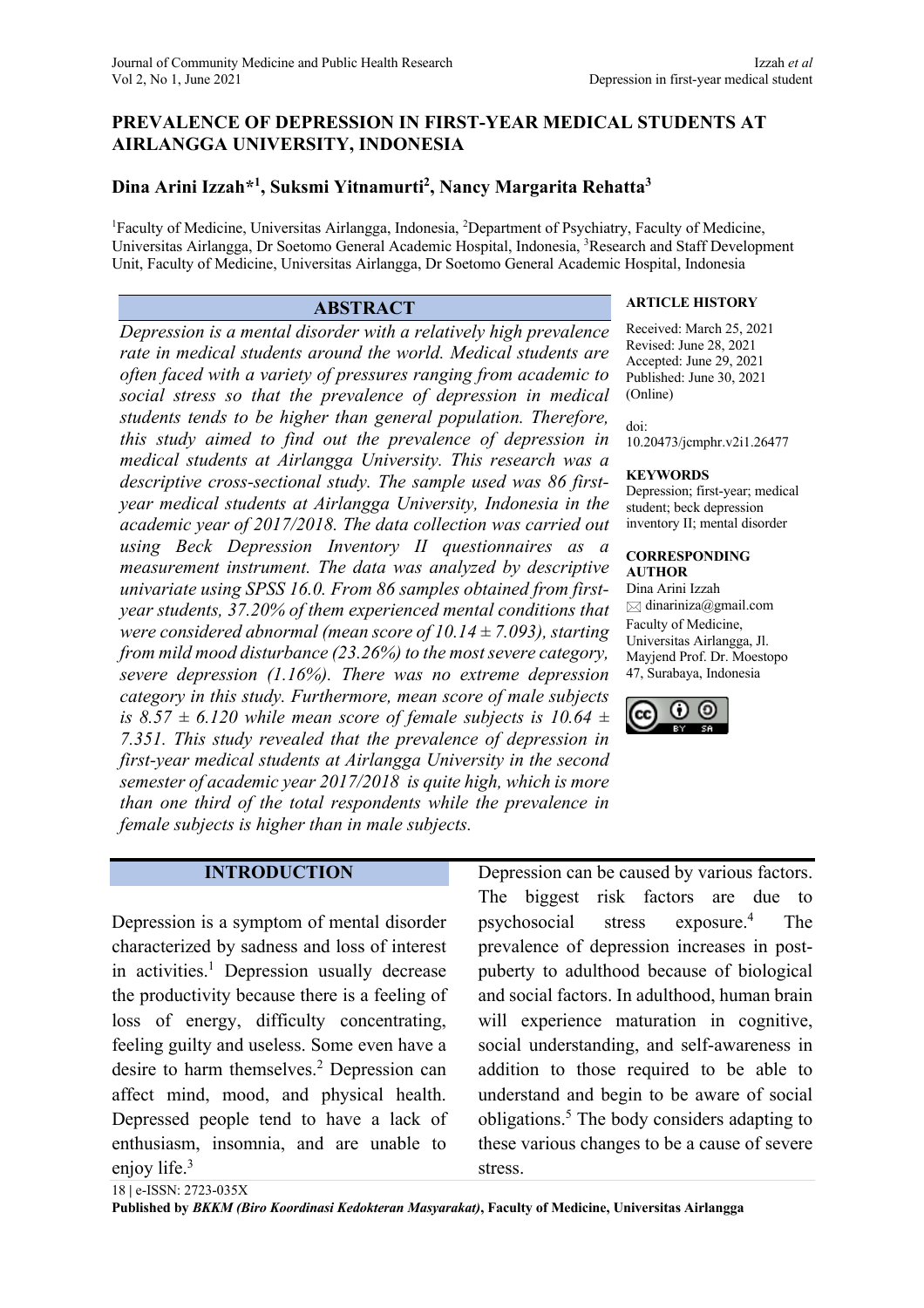# PREVALENCE OF DEPRESSION IN FIRST-YEAR MEDICAL STUDENTS AT AIRLANGGA UNIVERSITY, INDONESIA

**Dina Arini Izzah*[1], Suksmi Yitnamurti[2], Nancy Margarita Rehatta[3]**

[1]Faculty of Medicine, Universitas Airlangga, Indonesia, [2]Department of Psychiatry, Faculty of Medicine, Universitas Airlangga, Dr Soetomo General Academic Hospital, Indonesia, [3]Research and Staff Development Unit, Faculty of Medicine, Universitas Airlangga, Dr Soetomo General Academic Hospital, Indonesia

## ABSTRACT

*Depression is a mental disorder with a relatively high prevalence rate in medical students around the world. Medical students are often faced with a variety of pressures ranging from academic to social stress so that the prevalence of depression in medical students tends to be higher than general population. Therefore, this study aimed to find out the prevalence of depression in medical students at Airlangga University. This research was a descriptive cross-sectional study. The sample used was 86 first-year medical students at Airlangga University, Indonesia in the academic year of 2017/2018. The data collection was carried out using Beck Depression Inventory II questionnaires as a measurement instrument. The data was analyzed by descriptive univariate using SPSS 16.0. From 86 samples obtained from first-year students, 37.20% of them experienced mental conditions that were considered abnormal (mean score of 10.14 ± 7.093), starting from mild mood disturbance (23.26%) to the most severe category, severe depression (1.16%). There was no extreme depression category in this study. Furthermore, mean score of male subjects is 8.57 ± 6.120 while mean score of female subjects is 10.64 ± 7.351. This study revealed that the prevalence of depression in first-year medical students at Airlangga University in the second semester of academic year 2017/2018 is quite high, which is more than one third of the total respondents while the prevalence in female subjects is higher than in male subjects.*

**ARTICLE HISTORY**

Received: March 25, 2021
Revised: June 28, 2021
Accepted: June 29, 2021
Published: June 30, 2021 (Online)

doi:
10.20473/jcmphr.v2i1.26477

**KEYWORDS**

Depression; first-year; medical student; beck depression inventory II; mental disorder

**CORRESPONDING AUTHOR**

Dina Arini Izzah
dinariniza@gmail.com
Faculty of Medicine, Universitas Airlangga, Jl. Mayjend Prof. Dr. Moestopo 47, Surabaya, Indonesia

## INTRODUCTION

Depression is a symptom of mental disorder characterized by sadness and loss of interest in activities.[1] Depression usually decrease the productivity because there is a feeling of loss of energy, difficulty concentrating, feeling guilty and useless. Some even have a desire to harm themselves.[2] Depression can affect mind, mood, and physical health. Depressed people tend to have a lack of enthusiasm, insomnia, and are unable to enjoy life.[3]

Depression can be caused by various factors. The biggest risk factors are due to psychosocial stress exposure.[4] The prevalence of depression increases in post-puberty to adulthood because of biological and social factors. In adulthood, human brain will experience maturation in cognitive, social understanding, and self-awareness in addition to those required to be able to understand and begin to be aware of social obligations.[5] The body considers adapting to these various changes to be a cause of severe stress.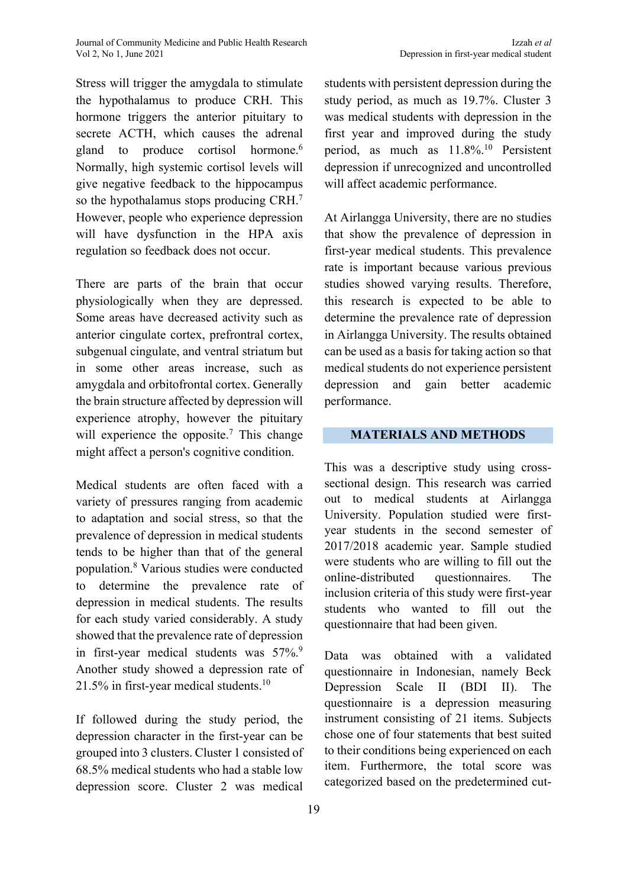Stress will trigger the amygdala to stimulate the hypothalamus to produce CRH. This hormone triggers the anterior pituitary to secrete ACTH, which causes the adrenal gland to produce cortisol hormone.[6] Normally, high systemic cortisol levels will give negative feedback to the hippocampus so the hypothalamus stops producing CRH.[7] However, people who experience depression will have dysfunction in the HPA axis regulation so feedback does not occur.

There are parts of the brain that occur physiologically when they are depressed. Some areas have decreased activity such as anterior cingulate cortex, prefrontal cortex, subgenual cingulate, and ventral striatum but in some other areas increase, such as amygdala and orbitofrontal cortex. Generally the brain structure affected by depression will experience atrophy, however the pituitary will experience the opposite.[7] This change might affect a person's cognitive condition.

Medical students are often faced with a variety of pressures ranging from academic to adaptation and social stress, so that the prevalence of depression in medical students tends to be higher than that of the general population.[8] Various studies were conducted to determine the prevalence rate of depression in medical students. The results for each study varied considerably. A study showed that the prevalence rate of depression in first-year medical students was 57%.[9] Another study showed a depression rate of 21.5% in first-year medical students.[10]

If followed during the study period, the depression character in the first-year can be grouped into 3 clusters. Cluster 1 consisted of 68.5% medical students who had a stable low depression score. Cluster 2 was medical students with persistent depression during the study period, as much as 19.7%. Cluster 3 was medical students with depression in the first year and improved during the study period, as much as 11.8%.[10] Persistent depression if unrecognized and uncontrolled will affect academic performance.

At Airlangga University, there are no studies that show the prevalence of depression in first-year medical students. This prevalence rate is important because various previous studies showed varying results. Therefore, this research is expected to be able to determine the prevalence rate of depression in Airlangga University. The results obtained can be used as a basis for taking action so that medical students do not experience persistent depression and gain better academic performance.

## MATERIALS AND METHODS

This was a descriptive study using cross-sectional design. This research was carried out to medical students at Airlangga University. Population studied were first-year students in the second semester of 2017/2018 academic year. Sample studied were students who are willing to fill out the online-distributed questionnaires. The inclusion criteria of this study were first-year students who wanted to fill out the questionnaire that had been given.

Data was obtained with a validated questionnaire in Indonesian, namely Beck Depression Scale II (BDI II). The questionnaire is a depression measuring instrument consisting of 21 items. Subjects chose one of four statements that best suited to their conditions being experienced on each item. Furthermore, the total score was categorized based on the predetermined cut-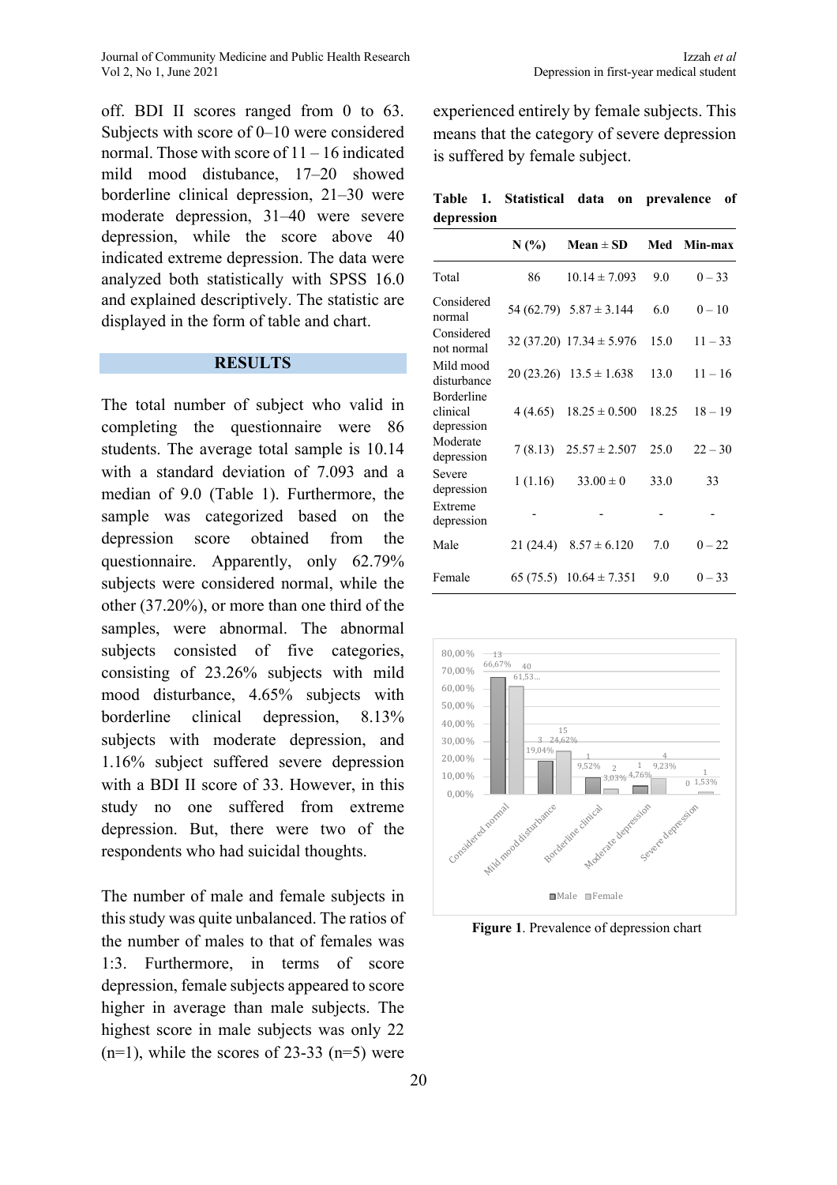off. BDI II scores ranged from 0 to 63. Subjects with score of 0–10 were considered normal. Those with score of 11 – 16 indicated mild mood distubance, 17–20 showed borderline clinical depression, 21–30 were moderate depression, 31–40 were severe depression, while the score above 40 indicated extreme depression. The data were analyzed both statistically with SPSS 16.0 and explained descriptively. The statistic are displayed in the form of table and chart.

## RESULTS

The total number of subject who valid in completing the questionnaire were 86 students. The average total sample is 10.14 with a standard deviation of 7.093 and a median of 9.0 (Table 1). Furthermore, the sample was categorized based on the depression score obtained from the questionnaire. Apparently, only 62.79% subjects were considered normal, while the other (37.20%), or more than one third of the samples, were abnormal. The abnormal subjects consisted of five categories, consisting of 23.26% subjects with mild mood disturbance, 4.65% subjects with borderline clinical depression, 8.13% subjects with moderate depression, and 1.16% subject suffered severe depression with a BDI II score of 33. However, in this study no one suffered from extreme depression. But, there were two of the respondents who had suicidal thoughts.

The number of male and female subjects in this study was quite unbalanced. The ratios of the number of males to that of females was 1:3. Furthermore, in terms of score depression, female subjects appeared to score higher in average than male subjects. The highest score in male subjects was only 22 (n=1), while the scores of 23-33 (n=5) were experienced entirely by female subjects. This means that the category of severe depression is suffered by female subject.

**Table 1. Statistical data on prevalence of depression**

| | N (%) | Mean ± SD | Med | Min-max |
|---|---|---|---|---|
| Total | 86 | 10.14 ± 7.093 | 9.0 | 0 – 33 |
| Considered normal | 54 (62.79) | 5.87 ± 3.144 | 6.0 | 0 – 10 |
| Considered not normal | 32 (37.20) | 17.34 ± 5.976 | 15.0 | 11 – 33 |
| Mild mood disturbance | 20 (23.26) | 13.5 ± 1.638 | 13.0 | 11 – 16 |
| Borderline clinical depression | 4 (4.65) | 18.25 ± 0.500 | 18.25 | 18 – 19 |
| Moderate depression | 7 (8.13) | 25.57 ± 2.507 | 25.0 | 22 – 30 |
| Severe depression | 1 (1.16) | 33.00 ± 0 | 33.0 | 33 |
| Extreme depression | - | - | - | - |
| Male | 21 (24.4) | 8.57 ± 6.120 | 7.0 | 0 – 22 |
| Female | 65 (75.5) | 10.64 ± 7.351 | 9.0 | 0 – 33 |

**Figure 1**. Prevalence of depression chart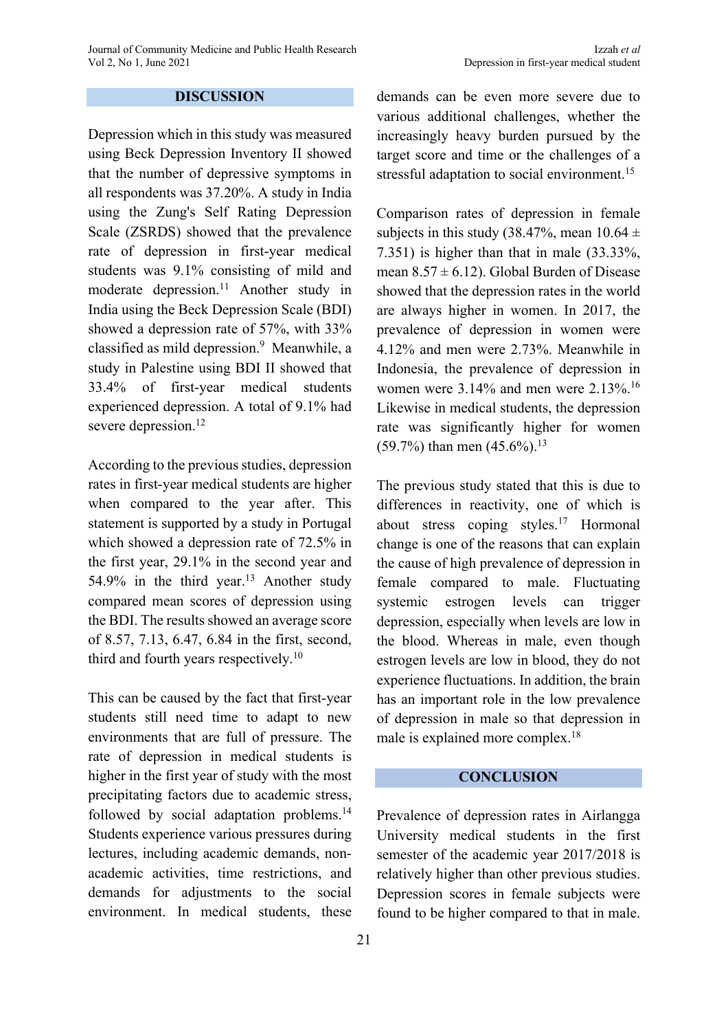## DISCUSSION

Depression which in this study was measured using Beck Depression Inventory II showed that the number of depressive symptoms in all respondents was 37.20%. A study in India using the Zung's Self Rating Depression Scale (ZSRDS) showed that the prevalence rate of depression in first-year medical students was 9.1% consisting of mild and moderate depression.[11] Another study in India using the Beck Depression Scale (BDI) showed a depression rate of 57%, with 33% classified as mild depression.[9] Meanwhile, a study in Palestine using BDI II showed that 33.4% of first-year medical students experienced depression. A total of 9.1% had severe depression.[12]

According to the previous studies, depression rates in first-year medical students are higher when compared to the year after. This statement is supported by a study in Portugal which showed a depression rate of 72.5% in the first year, 29.1% in the second year and 54.9% in the third year.[13] Another study compared mean scores of depression using the BDI. The results showed an average score of 8.57, 7.13, 6.47, 6.84 in the first, second, third and fourth years respectively.[10]

This can be caused by the fact that first-year students still need time to adapt to new environments that are full of pressure. The rate of depression in medical students is higher in the first year of study with the most precipitating factors due to academic stress, followed by social adaptation problems.[14] Students experience various pressures during lectures, including academic demands, non-academic activities, time restrictions, and demands for adjustments to the social environment. In medical students, these demands can be even more severe due to various additional challenges, whether the increasingly heavy burden pursued by the target score and time or the challenges of a stressful adaptation to social environment.[15]

Comparison rates of depression in female subjects in this study (38.47%, mean $10.64 \pm 7.351$) is higher than that in male (33.33%, mean $8.57 \pm 6.12$). Global Burden of Disease showed that the depression rates in the world are always higher in women. In 2017, the prevalence of depression in women were 4.12% and men were 2.73%. Meanwhile in Indonesia, the prevalence of depression in women were 3.14% and men were 2.13%.[16] Likewise in medical students, the depression rate was significantly higher for women (59.7%) than men (45.6%).[13]

The previous study stated that this is due to differences in reactivity, one of which is about stress coping styles.[17] Hormonal change is one of the reasons that can explain the cause of high prevalence of depression in female compared to male. Fluctuating systemic estrogen levels can trigger depression, especially when levels are low in the blood. Whereas in male, even though estrogen levels are low in blood, they do not experience fluctuations. In addition, the brain has an important role in the low prevalence of depression in male so that depression in male is explained more complex.[18]

## CONCLUSION

Prevalence of depression rates in Airlangga University medical students in the first semester of the academic year 2017/2018 is relatively higher than other previous studies. Depression scores in female subjects were found to be higher compared to that in male.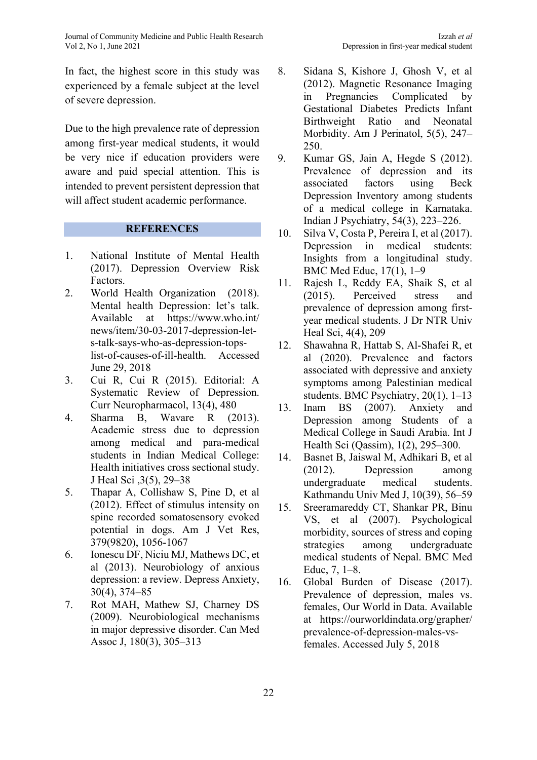In fact, the highest score in this study was experienced by a female subject at the level of severe depression.

Due to the high prevalence rate of depression among first-year medical students, it would be very nice if education providers were aware and paid special attention. This is intended to prevent persistent depression that will affect student academic performance.

## REFERENCES

1. National Institute of Mental Health (2017). Depression Overview Risk Factors.
2. World Health Organization (2018). Mental health Depression: let's talk. Available at https://www.who.int/news/item/30-03-2017-depression-let-s-talk-says-who-as-depression-tops-list-of-causes-of-ill-health. Accessed June 29, 2018
3. Cui R, Cui R (2015). Editorial: A Systematic Review of Depression. Curr Neuropharmacol, 13(4), 480
4. Sharma B, Wavare R (2013). Academic stress due to depression among medical and para-medical students in Indian Medical College: Health initiatives cross sectional study. J Heal Sci ,3(5), 29–38
5. Thapar A, Collishaw S, Pine D, et al (2012). Effect of stimulus intensity on spine recorded somatosensory evoked potential in dogs. Am J Vet Res, 379(9820), 1056-1067
6. Ionescu DF, Niciu MJ, Mathews DC, et al (2013). Neurobiology of anxious depression: a review. Depress Anxiety, 30(4), 374–85
7. Rot MAH, Mathew SJ, Charney DS (2009). Neurobiological mechanisms in major depressive disorder. Can Med Assoc J, 180(3), 305–313
8. Sidana S, Kishore J, Ghosh V, et al (2012). Magnetic Resonance Imaging in Pregnancies Complicated by Gestational Diabetes Predicts Infant Birthweight Ratio and Neonatal Morbidity. Am J Perinatol, 5(5), 247–250.
9. Kumar GS, Jain A, Hegde S (2012). Prevalence of depression and its associated factors using Beck Depression Inventory among students of a medical college in Karnataka. Indian J Psychiatry, 54(3), 223–226.
10. Silva V, Costa P, Pereira I, et al (2017). Depression in medical students: Insights from a longitudinal study. BMC Med Educ, 17(1), 1–9
11. Rajesh L, Reddy EA, Shaik S, et al (2015). Perceived stress and prevalence of depression among first-year medical students. J Dr NTR Univ Heal Sci, 4(4), 209
12. Shawahna R, Hattab S, Al-Shafei R, et al (2020). Prevalence and factors associated with depressive and anxiety symptoms among Palestinian medical students. BMC Psychiatry, 20(1), 1–13
13. Inam BS (2007). Anxiety and Depression among Students of a Medical College in Saudi Arabia. Int J Health Sci (Qassim), 1(2), 295–300.
14. Basnet B, Jaiswal M, Adhikari B, et al (2012). Depression among undergraduate medical students. Kathmandu Univ Med J, 10(39), 56–59
15. Sreeramareddy CT, Shankar PR, Binu VS, et al (2007). Psychological morbidity, sources of stress and coping strategies among undergraduate medical students of Nepal. BMC Med Educ, 7, 1–8.
16. Global Burden of Disease (2017). Prevalence of depression, males vs. females, Our World in Data. Available at https://ourworldindata.org/grapher/prevalence-of-depression-males-vs-females. Accessed July 5, 2018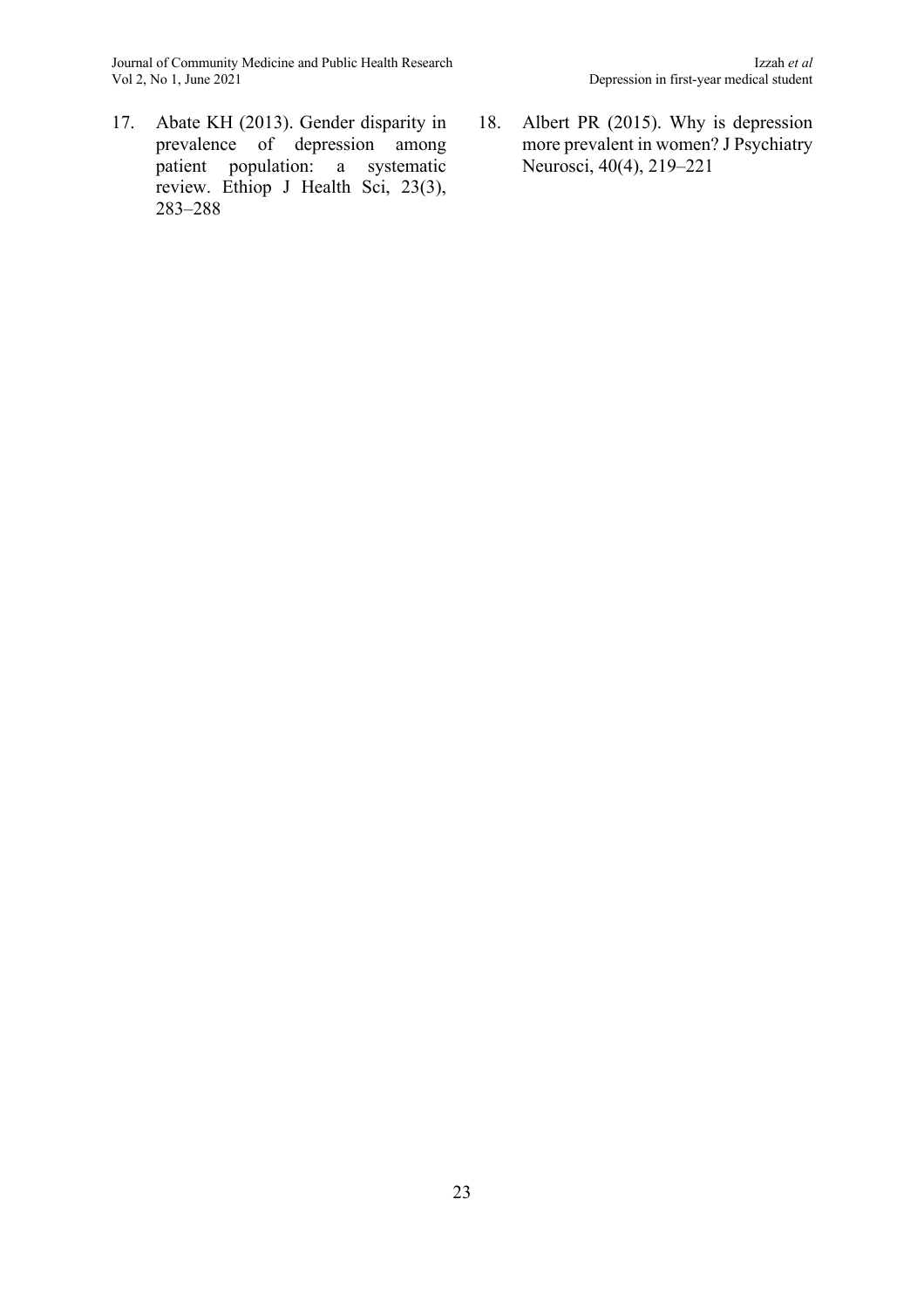17. Abate KH (2013). Gender disparity in prevalence of depression among patient population: a systematic review. Ethiop J Health Sci, 23(3), 283–288
18. Albert PR (2015). Why is depression more prevalent in women? J Psychiatry Neurosci, 40(4), 219–221